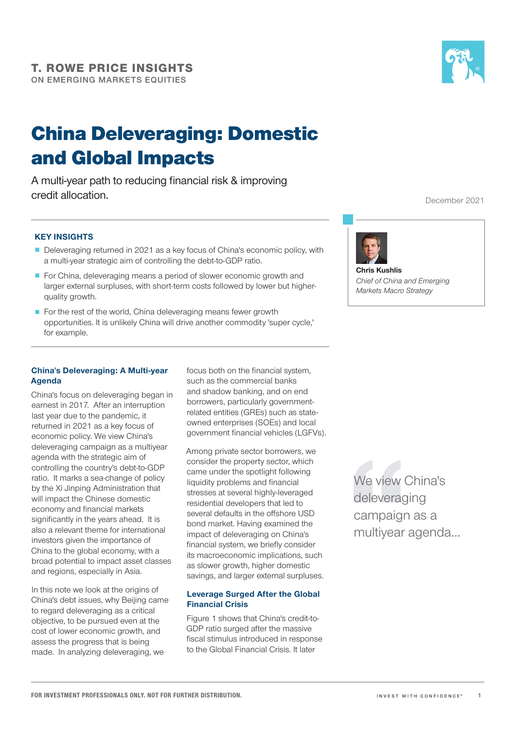**T. ROWE PRICE INSIGHTS**
ON EMERGING MARKETS EQUITIES

# China Deleveraging: Domestic and Global Impacts

A multi-year path to reducing financial risk & improving credit allocation.

December 2021

**KEY INSIGHTS**

- Deleveraging returned in 2021 as a key focus of China's economic policy, with a multi-year strategic aim of controlling the debt-to-GDP ratio.
- For China, deleveraging means a period of slower economic growth and larger external surpluses, with short-term costs followed by lower but higher-quality growth.
- For the rest of the world, China deleveraging means fewer growth opportunities. It is unlikely China will drive another commodity 'super cycle,' for example.

**Chris Kushlis**
*Chief of China and Emerging Markets Macro Strategy*

### China's Deleveraging: A Multi-year Agenda

China's focus on deleveraging began in earnest in 2017. After an interruption last year due to the pandemic, it returned in 2021 as a key focus of economic policy. We view China's deleveraging campaign as a multiyear agenda with the strategic aim of controlling the country's debt-to-GDP ratio. It marks a sea-change of policy by the Xi Jinping Administration that will impact the Chinese domestic economy and financial markets significantly in the years ahead. It is also a relevant theme for international investors given the importance of China to the global economy, with a broad potential to impact asset classes and regions, especially in Asia.

In this note we look at the origins of China's debt issues, why Beijing came to regard deleveraging as a critical objective, to be pursued even at the cost of lower economic growth, and assess the progress that is being made. In analyzing deleveraging, we focus both on the financial system, such as the commercial banks and shadow banking, and on end borrowers, particularly government-related entities (GREs) such as state-owned enterprises (SOEs) and local government financial vehicles (LGFVs).

Among private sector borrowers, we consider the property sector, which came under the spotlight following liquidity problems and financial stresses at several highly-leveraged residential developers that led to several defaults in the offshore USD bond market. Having examined the impact of deleveraging on China's financial system, we briefly consider its macroeconomic implications, such as slower growth, higher domestic savings, and larger external surpluses.

> We view China's deleveraging campaign as a multiyear agenda...

### Leverage Surged After the Global Financial Crisis

Figure 1 shows that China's credit-to-GDP ratio surged after the massive fiscal stimulus introduced in response to the Global Financial Crisis. It later

FOR INVESTMENT PROFESSIONALS ONLY. NOT FOR FURTHER DISTRIBUTION.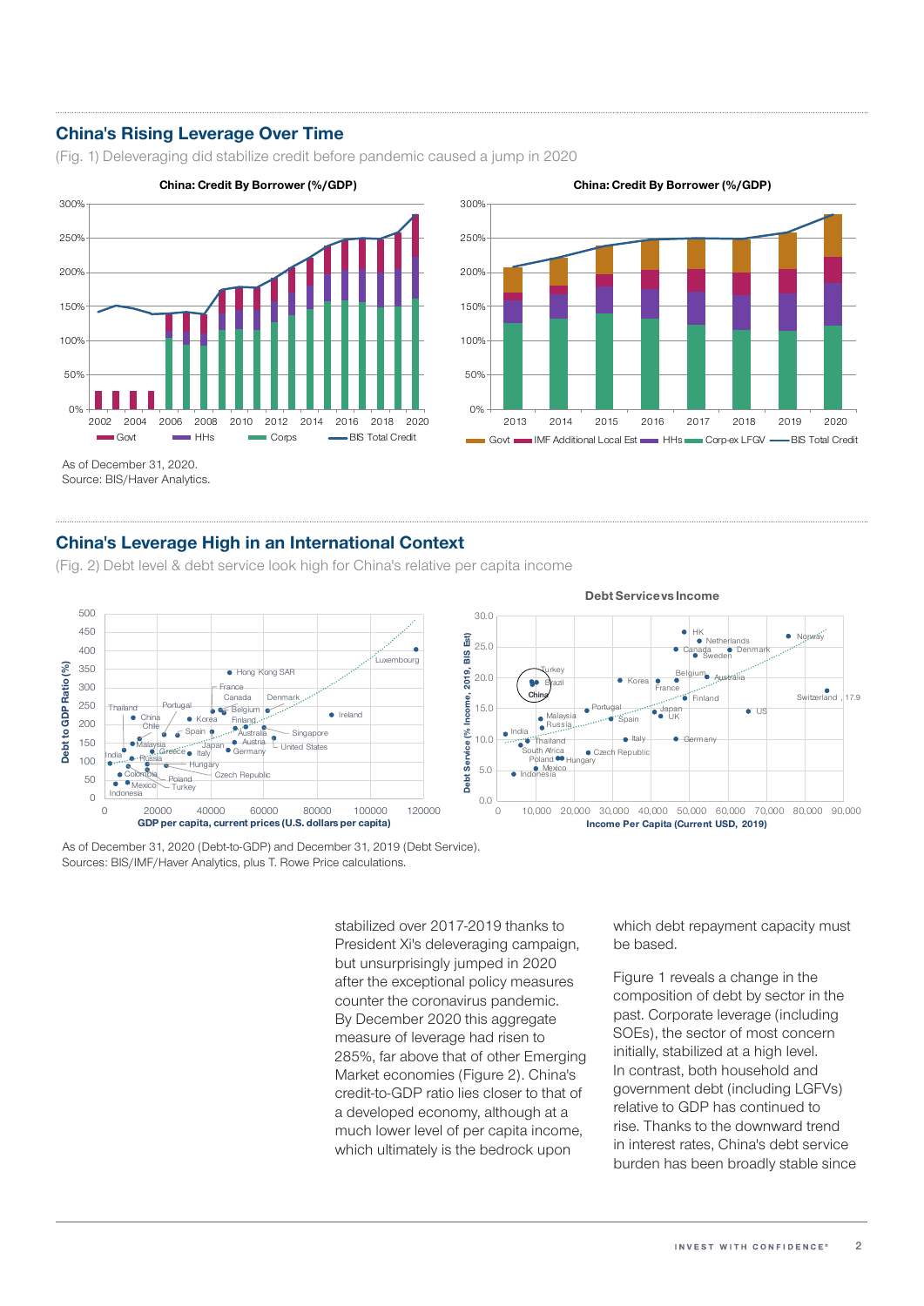## China's Rising Leverage Over Time

(Fig. 1) Deleveraging did stabilize credit before pandemic caused a jump in 2020

As of December 31, 2020.
Source: BIS/Haver Analytics.

## China's Leverage High in an International Context

(Fig. 2) Debt level & debt service look high for China's relative per capita income

As of December 31, 2020 (Debt-to-GDP) and December 31, 2019 (Debt Service).
Sources: BIS/IMF/Haver Analytics, plus T. Rowe Price calculations.

stabilized over 2017-2019 thanks to President Xi's deleveraging campaign, but unsurprisingly jumped in 2020 after the exceptional policy measures counter the coronavirus pandemic. By December 2020 this aggregate measure of leverage had risen to 285%, far above that of other Emerging Market economies (Figure 2). China's credit-to-GDP ratio lies closer to that of a developed economy, although at a much lower level of per capita income, which ultimately is the bedrock upon which debt repayment capacity must be based.

Figure 1 reveals a change in the composition of debt by sector in the past. Corporate leverage (including SOEs), the sector of most concern initially, stabilized at a high level. In contrast, both household and government debt (including LGFVs) relative to GDP has continued to rise. Thanks to the downward trend in interest rates, China's debt service burden has been broadly stable since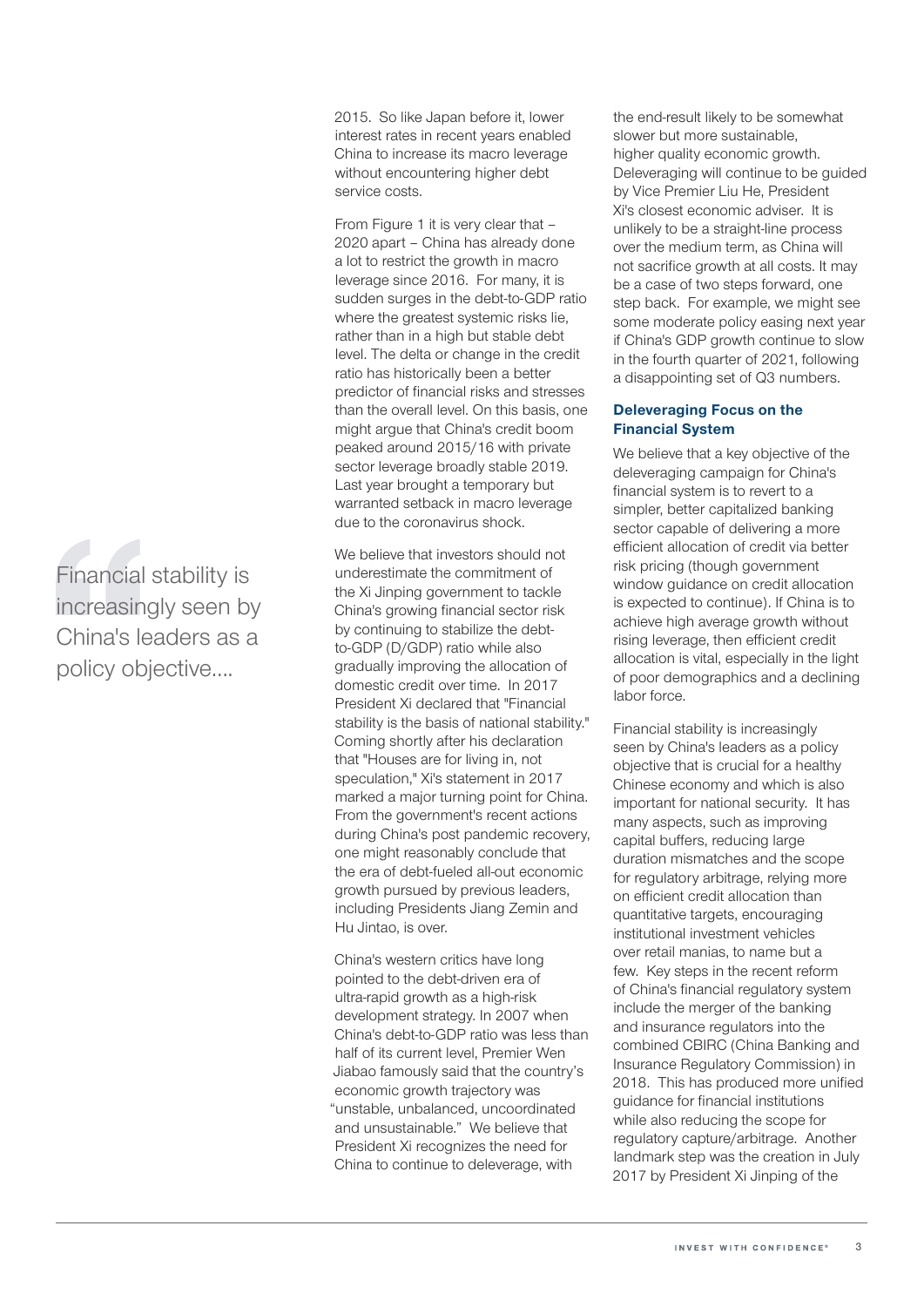> Financial stability is increasingly seen by China's leaders as a policy objective....

2015. So like Japan before it, lower interest rates in recent years enabled China to increase its macro leverage without encountering higher debt service costs.

From Figure 1 it is very clear that – 2020 apart – China has already done a lot to restrict the growth in macro leverage since 2016. For many, it is sudden surges in the debt-to-GDP ratio where the greatest systemic risks lie, rather than in a high but stable debt level. The delta or change in the credit ratio has historically been a better predictor of financial risks and stresses than the overall level. On this basis, one might argue that China's credit boom peaked around 2015/16 with private sector leverage broadly stable 2019. Last year brought a temporary but warranted setback in macro leverage due to the coronavirus shock.

We believe that investors should not underestimate the commitment of the Xi Jinping government to tackle China's growing financial sector risk by continuing to stabilize the debt-to-GDP (D/GDP) ratio while also gradually improving the allocation of domestic credit over time. In 2017 President Xi declared that "Financial stability is the basis of national stability." Coming shortly after his declaration that "Houses are for living in, not speculation," Xi's statement in 2017 marked a major turning point for China. From the government's recent actions during China's post pandemic recovery, one might reasonably conclude that the era of debt-fueled all-out economic growth pursued by previous leaders, including Presidents Jiang Zemin and Hu Jintao, is over.

China's western critics have long pointed to the debt-driven era of ultra-rapid growth as a high-risk development strategy. In 2007 when China's debt-to-GDP ratio was less than half of its current level, Premier Wen Jiabao famously said that the country's economic growth trajectory was "unstable, unbalanced, uncoordinated and unsustainable." We believe that President Xi recognizes the need for China to continue to deleverage, with the end-result likely to be somewhat slower but more sustainable, higher quality economic growth. Deleveraging will continue to be guided by Vice Premier Liu He, President Xi's closest economic adviser. It is unlikely to be a straight-line process over the medium term, as China will not sacrifice growth at all costs. It may be a case of two steps forward, one step back. For example, we might see some moderate policy easing next year if China's GDP growth continue to slow in the fourth quarter of 2021, following a disappointing set of Q3 numbers.

### Deleveraging Focus on the Financial System

We believe that a key objective of the deleveraging campaign for China's financial system is to revert to a simpler, better capitalized banking sector capable of delivering a more efficient allocation of credit via better risk pricing (though government window guidance on credit allocation is expected to continue). If China is to achieve high average growth without rising leverage, then efficient credit allocation is vital, especially in the light of poor demographics and a declining labor force.

Financial stability is increasingly seen by China's leaders as a policy objective that is crucial for a healthy Chinese economy and which is also important for national security. It has many aspects, such as improving capital buffers, reducing large duration mismatches and the scope for regulatory arbitrage, relying more on efficient credit allocation than quantitative targets, encouraging institutional investment vehicles over retail manias, to name but a few. Key steps in the recent reform of China's financial regulatory system include the merger of the banking and insurance regulators into the combined CBIRC (China Banking and Insurance Regulatory Commission) in 2018. This has produced more unified guidance for financial institutions while also reducing the scope for regulatory capture/arbitrage. Another landmark step was the creation in July 2017 by President Xi Jinping of the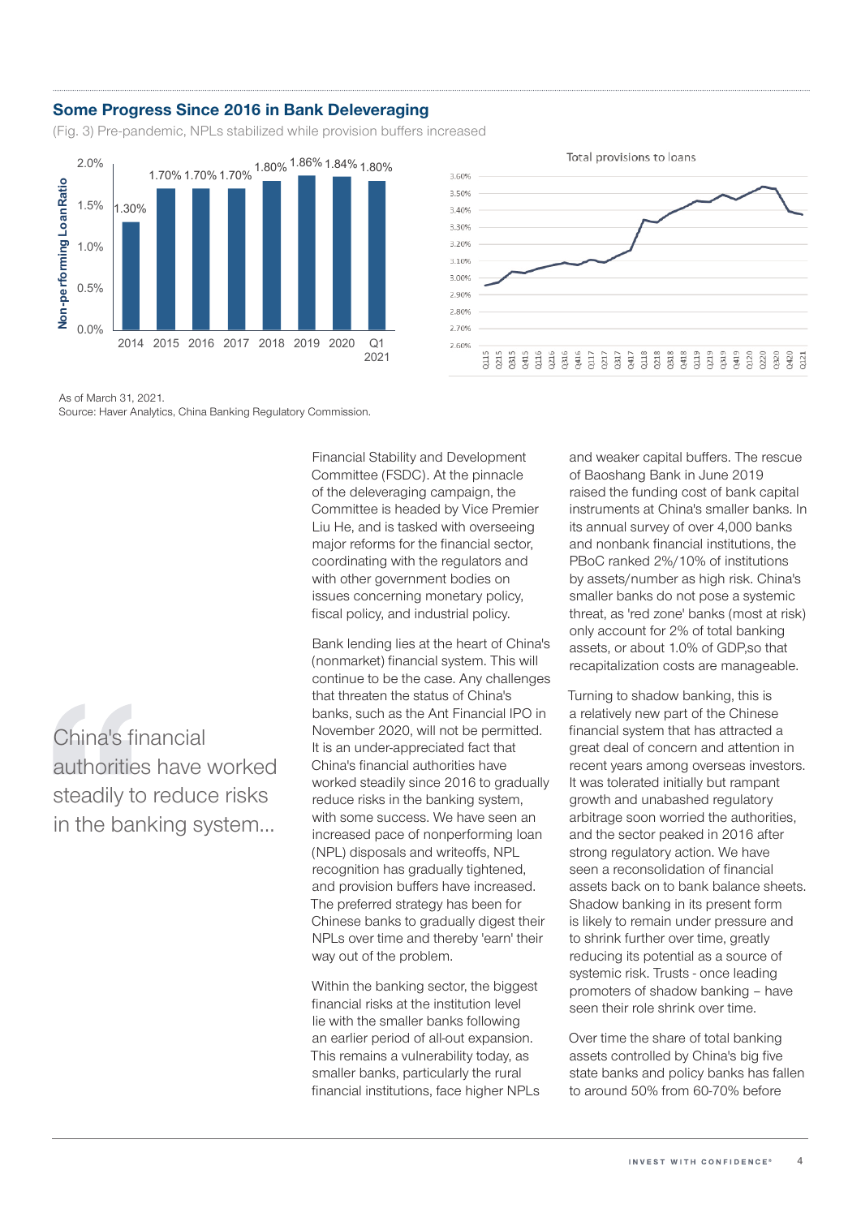## Some Progress Since 2016 in Bank Deleveraging

(Fig. 3) Pre-pandemic, NPLs stabilized while provision buffers increased

| | 2014 | 2015 | 2016 | 2017 | 2018 | 2019 | 2020 | Q1 2021 |
|---|---|---|---|---|---|---|---|---|
| Non-performing Loan Ratio | 1.30% | 1.70% | 1.70% | 1.70% | 1.80% | 1.86% | 1.84% | 1.80% |

Total provisions to loans

As of March 31, 2021.
Source: Haver Analytics, China Banking Regulatory Commission.

> China's financial authorities have worked steadily to reduce risks in the banking system...

Financial Stability and Development Committee (FSDC). At the pinnacle of the deleveraging campaign, the Committee is headed by Vice Premier Liu He, and is tasked with overseeing major reforms for the financial sector, coordinating with the regulators and with other government bodies on issues concerning monetary policy, fiscal policy, and industrial policy.

Bank lending lies at the heart of China's (nonmarket) financial system. This will continue to be the case. Any challenges that threaten the status of China's banks, such as the Ant Financial IPO in November 2020, will not be permitted. It is an under-appreciated fact that China's financial authorities have worked steadily since 2016 to gradually reduce risks in the banking system, with some success. We have seen an increased pace of nonperforming loan (NPL) disposals and writeoffs, NPL recognition has gradually tightened, and provision buffers have increased. The preferred strategy has been for Chinese banks to gradually digest their NPLs over time and thereby 'earn' their way out of the problem.

Within the banking sector, the biggest financial risks at the institution level lie with the smaller banks following an earlier period of all-out expansion. This remains a vulnerability today, as smaller banks, particularly the rural financial institutions, face higher NPLs and weaker capital buffers. The rescue of Baoshang Bank in June 2019 raised the funding cost of bank capital instruments at China's smaller banks. In its annual survey of over 4,000 banks and nonbank financial institutions, the PBoC ranked 2%/10% of institutions by assets/number as high risk. China's smaller banks do not pose a systemic threat, as 'red zone' banks (most at risk) only account for 2% of total banking assets, or about 1.0% of GDP,so that recapitalization costs are manageable.

Turning to shadow banking, this is a relatively new part of the Chinese financial system that has attracted a great deal of concern and attention in recent years among overseas investors. It was tolerated initially but rampant growth and unabashed regulatory arbitrage soon worried the authorities, and the sector peaked in 2016 after strong regulatory action. We have seen a reconsolidation of financial assets back on to bank balance sheets. Shadow banking in its present form is likely to remain under pressure and to shrink further over time, greatly reducing its potential as a source of systemic risk. Trusts - once leading promoters of shadow banking – have seen their role shrink over time.

Over time the share of total banking assets controlled by China's big five state banks and policy banks has fallen to around 50% from 60-70% before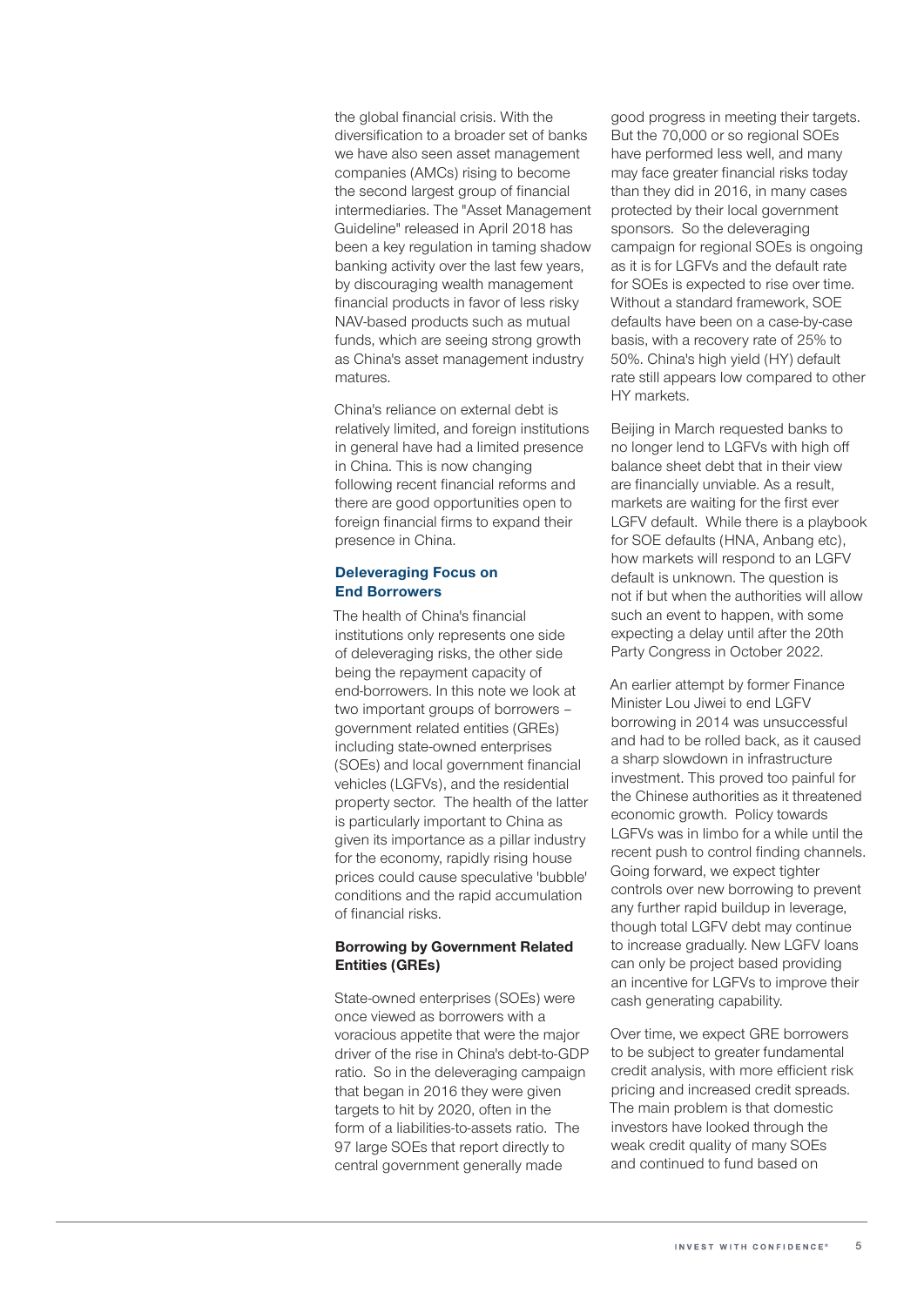the global financial crisis. With the diversification to a broader set of banks we have also seen asset management companies (AMCs) rising to become the second largest group of financial intermediaries. The "Asset Management Guideline" released in April 2018 has been a key regulation in taming shadow banking activity over the last few years, by discouraging wealth management financial products in favor of less risky NAV-based products such as mutual funds, which are seeing strong growth as China's asset management industry matures.

China's reliance on external debt is relatively limited, and foreign institutions in general have had a limited presence in China. This is now changing following recent financial reforms and there are good opportunities open to foreign financial firms to expand their presence in China.

## Deleveraging Focus on End Borrowers

The health of China's financial institutions only represents one side of deleveraging risks, the other side being the repayment capacity of end-borrowers. In this note we look at two important groups of borrowers – government related entities (GREs) including state-owned enterprises (SOEs) and local government financial vehicles (LGFVs), and the residential property sector. The health of the latter is particularly important to China as given its importance as a pillar industry for the economy, rapidly rising house prices could cause speculative 'bubble' conditions and the rapid accumulation of financial risks.

### Borrowing by Government Related Entities (GREs)

State-owned enterprises (SOEs) were once viewed as borrowers with a voracious appetite that were the major driver of the rise in China's debt-to-GDP ratio. So in the deleveraging campaign that began in 2016 they were given targets to hit by 2020, often in the form of a liabilities-to-assets ratio. The 97 large SOEs that report directly to central government generally made good progress in meeting their targets. But the 70,000 or so regional SOEs have performed less well, and many may face greater financial risks today than they did in 2016, in many cases protected by their local government sponsors. So the deleveraging campaign for regional SOEs is ongoing as it is for LGFVs and the default rate for SOEs is expected to rise over time. Without a standard framework, SOE defaults have been on a case-by-case basis, with a recovery rate of 25% to 50%. China's high yield (HY) default rate still appears low compared to other HY markets.

Beijing in March requested banks to no longer lend to LGFVs with high off balance sheet debt that in their view are financially unviable. As a result, markets are waiting for the first ever LGFV default. While there is a playbook for SOE defaults (HNA, Anbang etc), how markets will respond to an LGFV default is unknown. The question is not if but when the authorities will allow such an event to happen, with some expecting a delay until after the 20th Party Congress in October 2022.

An earlier attempt by former Finance Minister Lou Jiwei to end LGFV borrowing in 2014 was unsuccessful and had to be rolled back, as it caused a sharp slowdown in infrastructure investment. This proved too painful for the Chinese authorities as it threatened economic growth. Policy towards LGFVs was in limbo for a while until the recent push to control finding channels. Going forward, we expect tighter controls over new borrowing to prevent any further rapid buildup in leverage, though total LGFV debt may continue to increase gradually. New LGFV loans can only be project based providing an incentive for LGFVs to improve their cash generating capability.

Over time, we expect GRE borrowers to be subject to greater fundamental credit analysis, with more efficient risk pricing and increased credit spreads. The main problem is that domestic investors have looked through the weak credit quality of many SOEs and continued to fund based on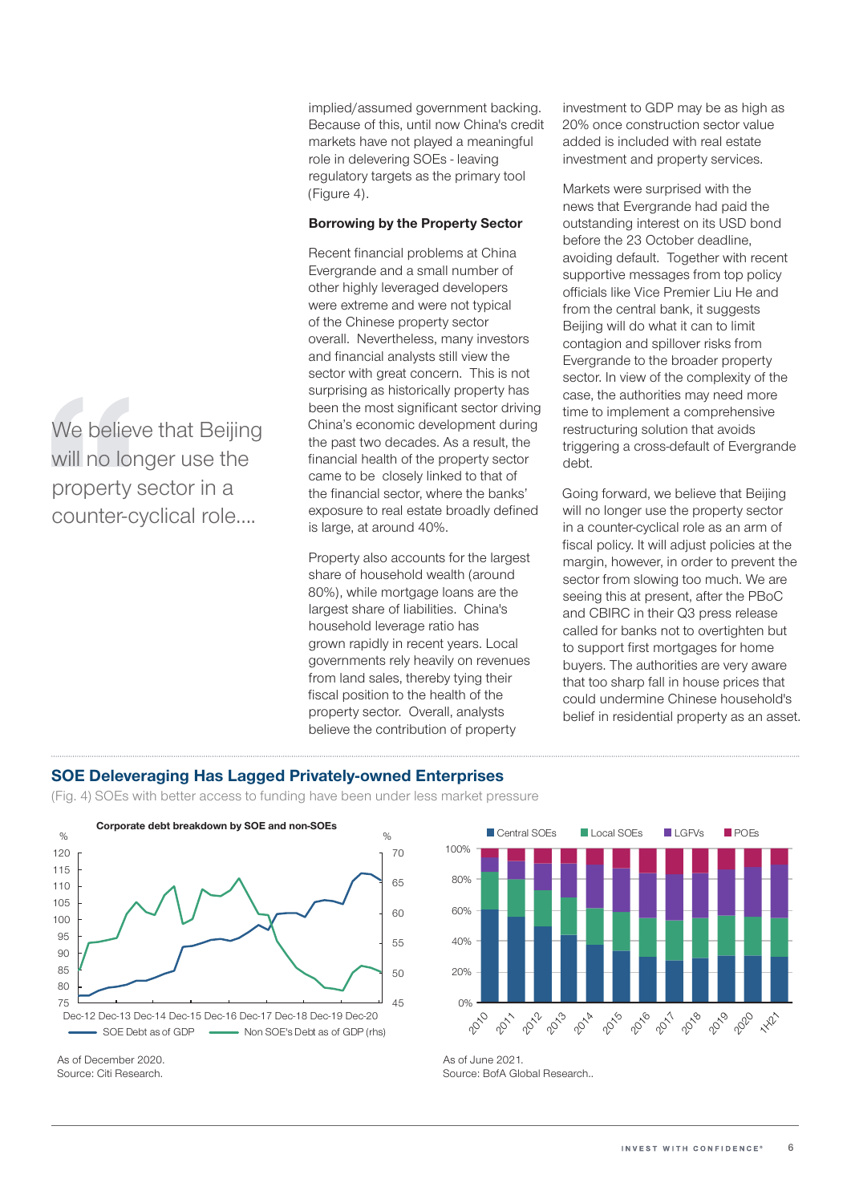implied/assumed government backing. Because of this, until now China's credit markets have not played a meaningful role in delevering SOEs - leaving regulatory targets as the primary tool (Figure 4).

> We believe that Beijing will no longer use the property sector in a counter-cyclical role....

### Borrowing by the Property Sector

Recent financial problems at China Evergrande and a small number of other highly leveraged developers were extreme and were not typical of the Chinese property sector overall. Nevertheless, many investors and financial analysts still view the sector with great concern. This is not surprising as historically property has been the most significant sector driving China's economic development during the past two decades. As a result, the financial health of the property sector came to be closely linked to that of the financial sector, where the banks' exposure to real estate broadly defined is large, at around 40%.

Property also accounts for the largest share of household wealth (around 80%), while mortgage loans are the largest share of liabilities. China's household leverage ratio has grown rapidly in recent years. Local governments rely heavily on revenues from land sales, thereby tying their fiscal position to the health of the property sector. Overall, analysts believe the contribution of property investment to GDP may be as high as 20% once construction sector value added is included with real estate investment and property services.

Markets were surprised with the news that Evergrande had paid the outstanding interest on its USD bond before the 23 October deadline, avoiding default. Together with recent supportive messages from top policy officials like Vice Premier Liu He and from the central bank, it suggests Beijing will do what it can to limit contagion and spillover risks from Evergrande to the broader property sector. In view of the complexity of the case, the authorities may need more time to implement a comprehensive restructuring solution that avoids triggering a cross-default of Evergrande debt.

Going forward, we believe that Beijing will no longer use the property sector in a counter-cyclical role as an arm of fiscal policy. It will adjust policies at the margin, however, in order to prevent the sector from slowing too much. We are seeing this at present, after the PBoC and CBIRC in their Q3 press release called for banks not to overtighten but to support first mortgages for home buyers. The authorities are very aware that too sharp fall in house prices that could undermine Chinese household's belief in residential property as an asset.

## SOE Deleveraging Has Lagged Privately-owned Enterprises

(Fig. 4) SOEs with better access to funding have been under less market pressure

**Corporate debt breakdown by SOE and non-SOEs**

As of December 2020.
Source: Citi Research.

As of June 2021.
Source: BofA Global Research..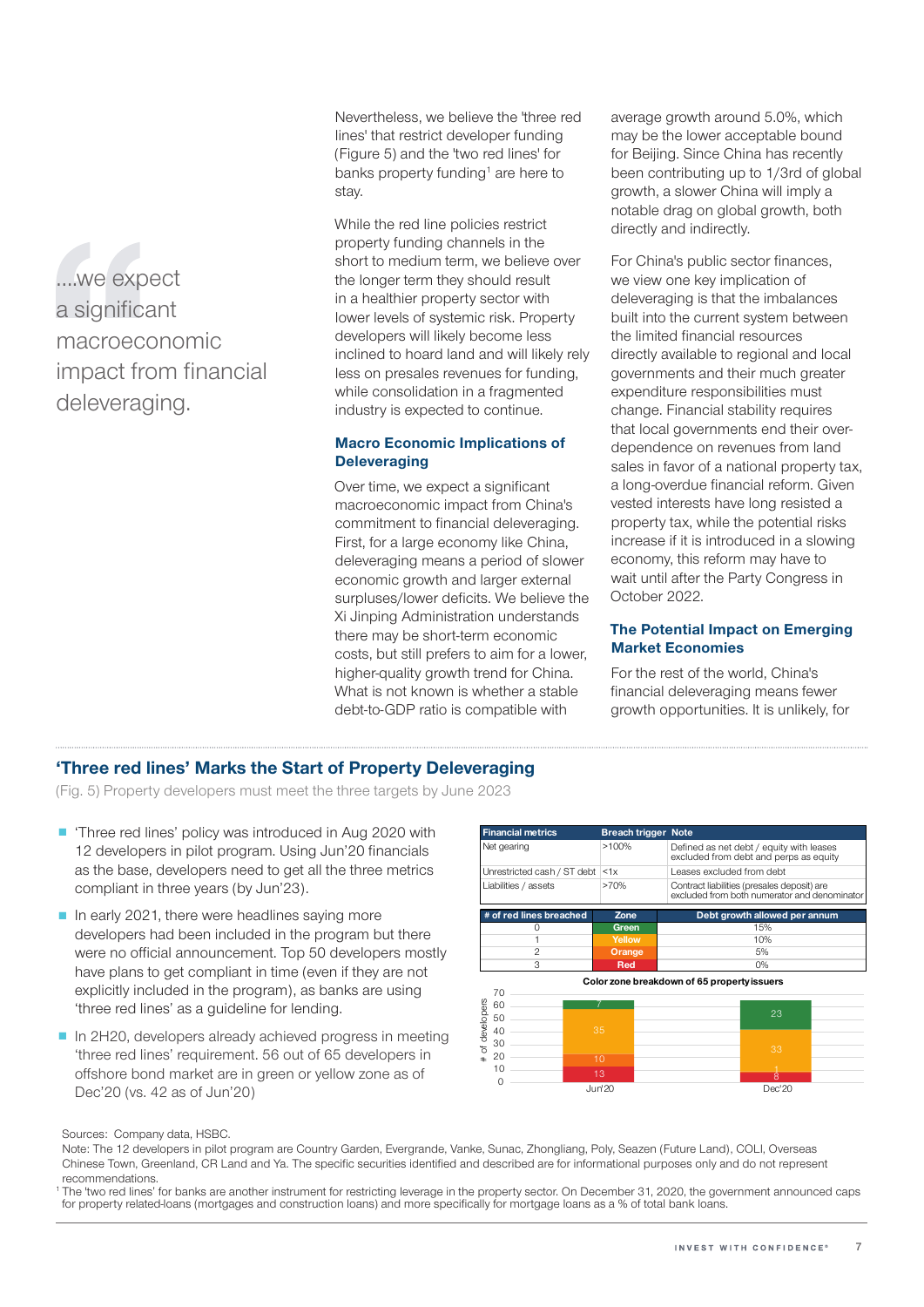> ....we expect a significant macroeconomic impact from financial deleveraging.

Nevertheless, we believe the 'three red lines' that restrict developer funding (Figure 5) and the 'two red lines' for banks property funding[1] are here to stay.

While the red line policies restrict property funding channels in the short to medium term, we believe over the longer term they should result in a healthier property sector with lower levels of systemic risk. Property developers will likely become less inclined to hoard land and will likely rely less on presales revenues for funding, while consolidation in a fragmented industry is expected to continue.

### Macro Economic Implications of Deleveraging

Over time, we expect a significant macroeconomic impact from China's commitment to financial deleveraging. First, for a large economy like China, deleveraging means a period of slower economic growth and larger external surpluses/lower deficits. We believe the Xi Jinping Administration understands there may be short-term economic costs, but still prefers to aim for a lower, higher-quality growth trend for China. What is not known is whether a stable debt-to-GDP ratio is compatible with average growth around 5.0%, which may be the lower acceptable bound for Beijing. Since China has recently been contributing up to 1/3rd of global growth, a slower China will imply a notable drag on global growth, both directly and indirectly.

For China's public sector finances, we view one key implication of deleveraging is that the imbalances built into the current system between the limited financial resources directly available to regional and local governments and their much greater expenditure responsibilities must change. Financial stability requires that local governments end their over-dependence on revenues from land sales in favor of a national property tax, a long-overdue financial reform. Given vested interests have long resisted a property tax, while the potential risks increase if it is introduced in a slowing economy, this reform may have to wait until after the Party Congress in October 2022.

### The Potential Impact on Emerging Market Economies

For the rest of the world, China's financial deleveraging means fewer growth opportunities. It is unlikely, for

## 'Three red lines' Marks the Start of Property Deleveraging

(Fig. 5) Property developers must meet the three targets by June 2023

- 'Three red lines' policy was introduced in Aug 2020 with 12 developers in pilot program. Using Jun'20 financials as the base, developers need to get all the three metrics compliant in three years (by Jun'23).
- In early 2021, there were headlines saying more developers had been included in the program but there were no official announcement. Top 50 developers mostly have plans to get compliant in time (even if they are not explicitly included in the program), as banks are using 'three red lines' as a guideline for lending.
- In 2H20, developers already achieved progress in meeting 'three red lines' requirement. 56 out of 65 developers in offshore bond market are in green or yellow zone as of Dec'20 (vs. 42 as of Jun'20)

| Financial metrics | Breach trigger | Note |
|---|---|---|
| Net gearing | >100% | Defined as net debt / equity with leases excluded from debt and perps as equity |
| Unrestricted cash / ST debt | <1x | Leases excluded from debt |
| Liabilities / assets | >70% | Contract liabilities (presales deposit) are excluded from both numerator and denominator |

| # of red lines breached | Zone | Debt growth allowed per annum |
|---|---|---|
| 0 | Green | 15% |
| 1 | Yellow | 10% |
| 2 | Orange | 5% |
| 3 | Red | 0% |

Color zone breakdown of 65 property issuers

| # of developers | Jun'20 | Dec'20 |
|---|---|---|
| Green | 7 | 23 |
| Yellow | 35 | 33 |
| Orange | 10 | 1 |
| Red | 13 | 8 |

Sources: Company data, HSBC.

Note: The 12 developers in pilot program are Country Garden, Evergrande, Vanke, Sunac, Zhongliang, Poly, Seazen (Future Land), COLI, Overseas Chinese Town, Greenland, CR Land and Ya. The specific securities identified and described are for informational purposes only and do not represent recommendations.

[1] The 'two red lines' for banks are another instrument for restricting leverage in the property sector. On December 31, 2020, the government announced caps for property related-loans (mortgages and construction loans) and more specifically for mortgage loans as a % of total bank loans.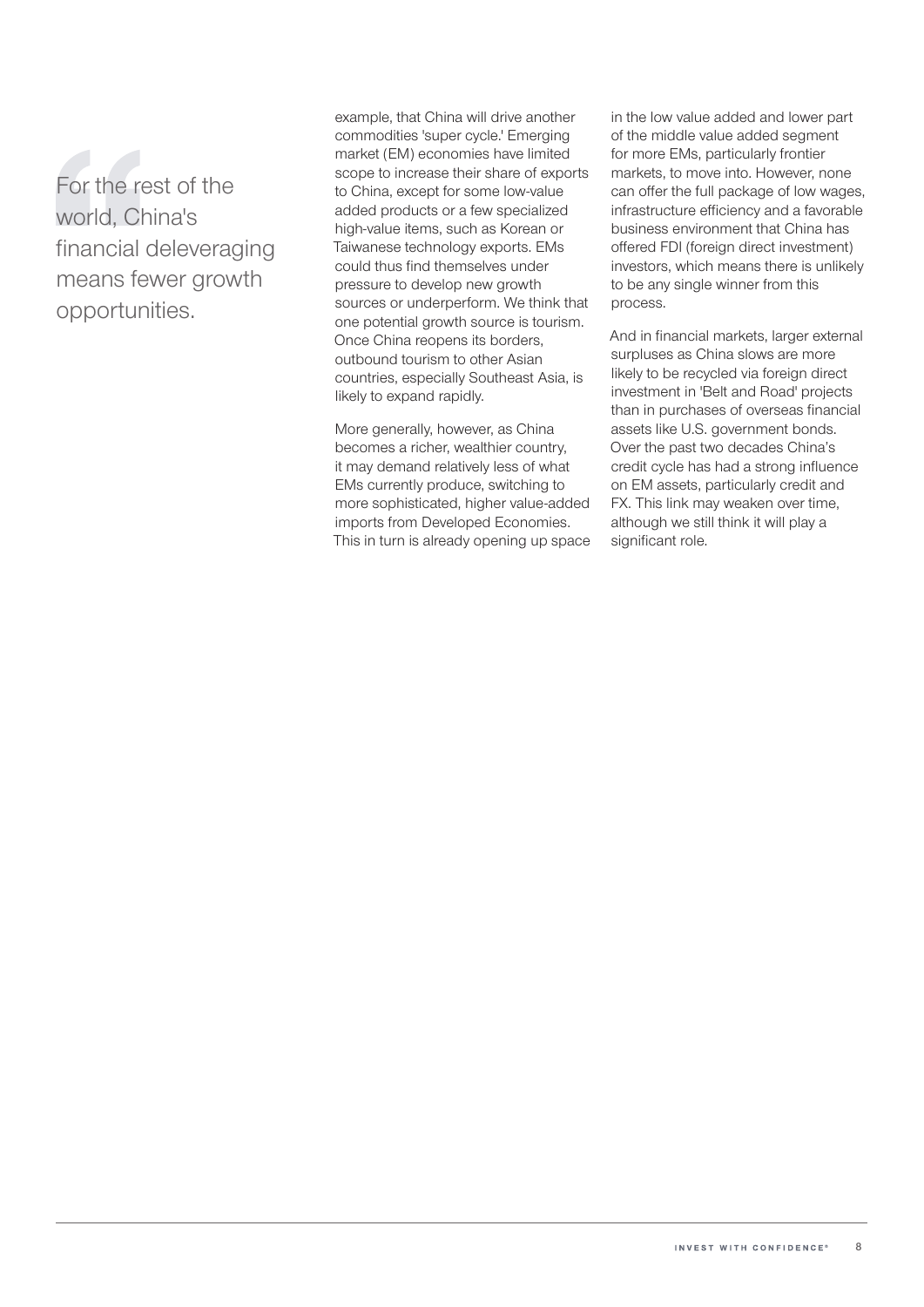> For the rest of the world, China's financial deleveraging means fewer growth opportunities.

example, that China will drive another commodities 'super cycle.' Emerging market (EM) economies have limited scope to increase their share of exports to China, except for some low-value added products or a few specialized high-value items, such as Korean or Taiwanese technology exports. EMs could thus find themselves under pressure to develop new growth sources or underperform. We think that one potential growth source is tourism. Once China reopens its borders, outbound tourism to other Asian countries, especially Southeast Asia, is likely to expand rapidly.

More generally, however, as China becomes a richer, wealthier country, it may demand relatively less of what EMs currently produce, switching to more sophisticated, higher value-added imports from Developed Economies. This in turn is already opening up space in the low value added and lower part of the middle value added segment for more EMs, particularly frontier markets, to move into. However, none can offer the full package of low wages, infrastructure efficiency and a favorable business environment that China has offered FDI (foreign direct investment) investors, which means there is unlikely to be any single winner from this process.

And in financial markets, larger external surpluses as China slows are more likely to be recycled via foreign direct investment in 'Belt and Road' projects than in purchases of overseas financial assets like U.S. government bonds. Over the past two decades China's credit cycle has had a strong influence on EM assets, particularly credit and FX. This link may weaken over time, although we still think it will play a significant role.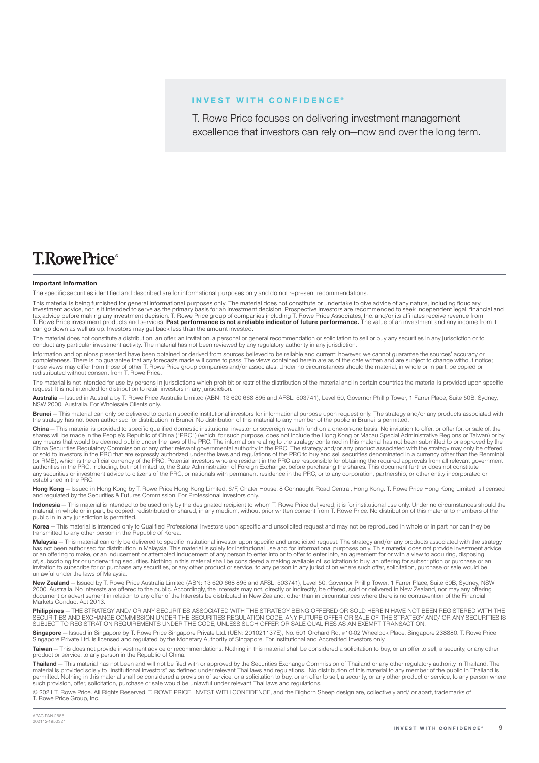**INVEST WITH CONFIDENCE®**

T. Rowe Price focuses on delivering investment management excellence that investors can rely on—now and over the long term.

T.RowePrice®

**Important Information**

The specific securities identified and described are for informational purposes only and do not represent recommendations.

This material is being furnished for general informational purposes only. The material does not constitute or undertake to give advice of any nature, including fiduciary investment advice, nor is it intended to serve as the primary basis for an investment decision. Prospective investors are recommended to seek independent legal, financial and tax advice before making any investment decision. T. Rowe Price group of companies including T. Rowe Price Associates, Inc. and/or its affiliates receive revenue from T. Rowe Price investment products and services. **Past performance is not a reliable indicator of future performance.** The value of an investment and any income from it can go down as well as up. Investors may get back less than the amount invested.

The material does not constitute a distribution, an offer, an invitation, a personal or general recommendation or solicitation to sell or buy any securities in any jurisdiction or to conduct any particular investment activity. The material has not been reviewed by any regulatory authority in any jurisdiction.

Information and opinions presented have been obtained or derived from sources believed to be reliable and current; however, we cannot guarantee the sources' accuracy or completeness. There is no guarantee that any forecasts made will come to pass. The views contained herein are as of the date written and are subject to change without notice; these views may differ from those of other T. Rowe Price group companies and/or associates. Under no circumstances should the material, in whole or in part, be copied or redistributed without consent from T. Rowe Price.

The material is not intended for use by persons in jurisdictions which prohibit or restrict the distribution of the material and in certain countries the material is provided upon specific request. It is not intended for distribution to retail investors in any jurisdiction.

**Australia** — Issued in Australia by T. Rowe Price Australia Limited (ABN: 13 620 668 895 and AFSL: 503741), Level 50, Governor Phillip Tower, 1 Farrer Place, Suite 50B, Sydney, NSW 2000, Australia. For Wholesale Clients only.

**Brunei** — This material can only be delivered to certain specific institutional investors for informational purpose upon request only. The strategy and/or any products associated with the strategy has not been authorised for distribution in Brunei. No distribution of this material to any member of the public in Brunei is permitted.

**China** — This material is provided to specific qualified domestic institutional investor or sovereign wealth fund on a one-on-one basis. No invitation to offer, or offer for, or sale of, the shares will be made in the People's Republic of China ("PRC") (which, for such purpose, does not include the Hong Kong or Macau Special Administrative Regions or Taiwan) or by any means that would be deemed public under the laws of the PRC. The information relating to the strategy contained in this material has not been submitted to or approved by the China Securities Regulatory Commission or any other relevant governmental authority in the PRC. The strategy and/or any product associated with the strategy may only be offered or sold to investors in the PRC that are expressly authorized under the laws and regulations of the PRC to buy and sell securities denominated in a currency other than the Renminbi (or RMB), which is the official currency of the PRC. Potential investors who are resident in the PRC are responsible for obtaining the required approvals from all relevant government authorities in the PRC, including, but not limited to, the State Administration of Foreign Exchange, before purchasing the shares. This document further does not constitute any securities or investment advice to citizens of the PRC, or nationals with permanent residence in the PRC, or to any corporation, partnership, or other entity incorporated or established in the PRC.

**Hong Kong** — Issued in Hong Kong by T. Rowe Price Hong Kong Limited, 6/F, Chater House, 8 Connaught Road Central, Hong Kong. T. Rowe Price Hong Kong Limited is licensed and regulated by the Securities & Futures Commission. For Professional Investors only.

**Indonesia** — This material is intended to be used only by the designated recipient to whom T. Rowe Price delivered; it is for institutional use only. Under no circumstances should the material, in whole or in part, be copied, redistributed or shared, in any medium, without prior written consent from T. Rowe Price. No distribution of this material to members of the public in in any jurisdiction is permitted.

**Korea** — This material is intended only to Qualified Professional Investors upon specific and unsolicited request and may not be reproduced in whole or in part nor can they be transmitted to any other person in the Republic of Korea.

**Malaysia** — This material can only be delivered to specific institutional investor upon specific and unsolicited request. The strategy and/or any products associated with the strategy has not been authorised for distribution in Malaysia. This material is solely for institutional use and for informational purposes only. This material does not provide investment advice or an offering to make, or an inducement or attempted inducement of any person to enter into or to offer to enter into, an agreement for or with a view to acquiring, disposing of, subscribing for or underwriting securities. Nothing in this material shall be considered a making available of, solicitation to buy, an offering for subscription or purchase or an invitation to subscribe for or purchase any securities, or any other product or service, to any person in any jurisdiction where such offer, solicitation, purchase or sale would be unlawful under the laws of Malaysia.

**New Zealand** — Issued by T. Rowe Price Australia Limited (ABN: 13 620 668 895 and AFSL: 503741), Level 50, Governor Phillip Tower, 1 Farrer Place, Suite 50B, Sydney, NSW 2000, Australia. No Interests are offered to the public. Accordingly, the Interests may not, directly or indirectly, be offered, sold or delivered in New Zealand, nor may any offering document or advertisement in relation to any offer of the Interests be distributed in New Zealand, other than in circumstances where there is no contravention of the Financial Markets Conduct Act 2013.

**Philippines** — THE STRATEGY AND/ OR ANY SECURITIES ASSOCIATED WITH THE STRATEGY BEING OFFERED OR SOLD HEREIN HAVE NOT BEEN REGISTERED WITH THE SECURITIES AND EXCHANGE COMMISSION UNDER THE SECURITIES REGULATION CODE. ANY FUTURE OFFER OR SALE OF THE STRATEGY AND/ OR ANY SECURITIES IS SUBJECT TO REGISTRATION REQUIREMENTS UNDER THE CODE, UNLESS SUCH OFFER OR SALE QUALIFIES AS AN EXEMPT TRANSACTION.

**Singapore** — Issued in Singapore by T. Rowe Price Singapore Private Ltd. (UEN: 201021137E), No. 501 Orchard Rd, #10-02 Wheelock Place, Singapore 238880. T. Rowe Price Singapore Private Ltd. is licensed and regulated by the Monetary Authority of Singapore. For Institutional and Accredited Investors only.

**Taiwan** — This does not provide investment advice or recommendations. Nothing in this material shall be considered a solicitation to buy, or an offer to sell, a security, or any other product or service, to any person in the Republic of China.

**Thailand** — This material has not been and will not be filed with or approved by the Securities Exchange Commission of Thailand or any other regulatory authority in Thailand. The material is provided solely to "institutional investors" as defined under relevant Thai laws and regulations. No distribution of this material to any member of the public in Thailand is permitted. Nothing in this material shall be considered a provision of service, or a solicitation to buy, or an offer to sell, a security, or any other product or service, to any person where such provision, offer, solicitation, purchase or sale would be unlawful under relevant Thai laws and regulations.

© 2021 T. Rowe Price. All Rights Reserved. T. ROWE PRICE, INVEST WITH CONFIDENCE, and the Bighorn Sheep design are, collectively and/ or apart, trademarks of T. Rowe Price Group, Inc.

APAC-PAN-2688
202112-1950321